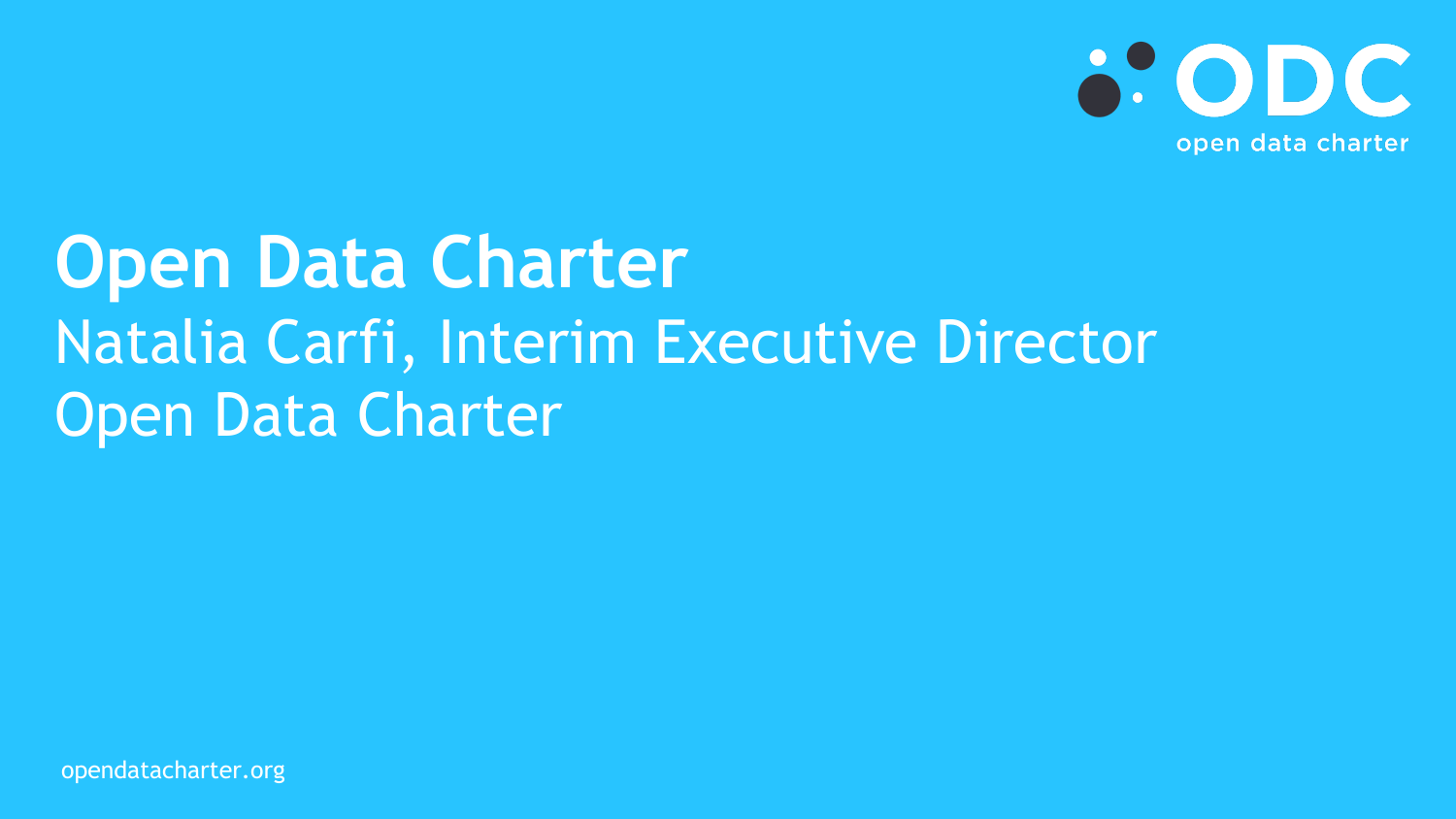ODC

open data charter

# Open Data Charter

Natalia Carfi, Interim Executive Director

Open Data Charter

opendatacharter.org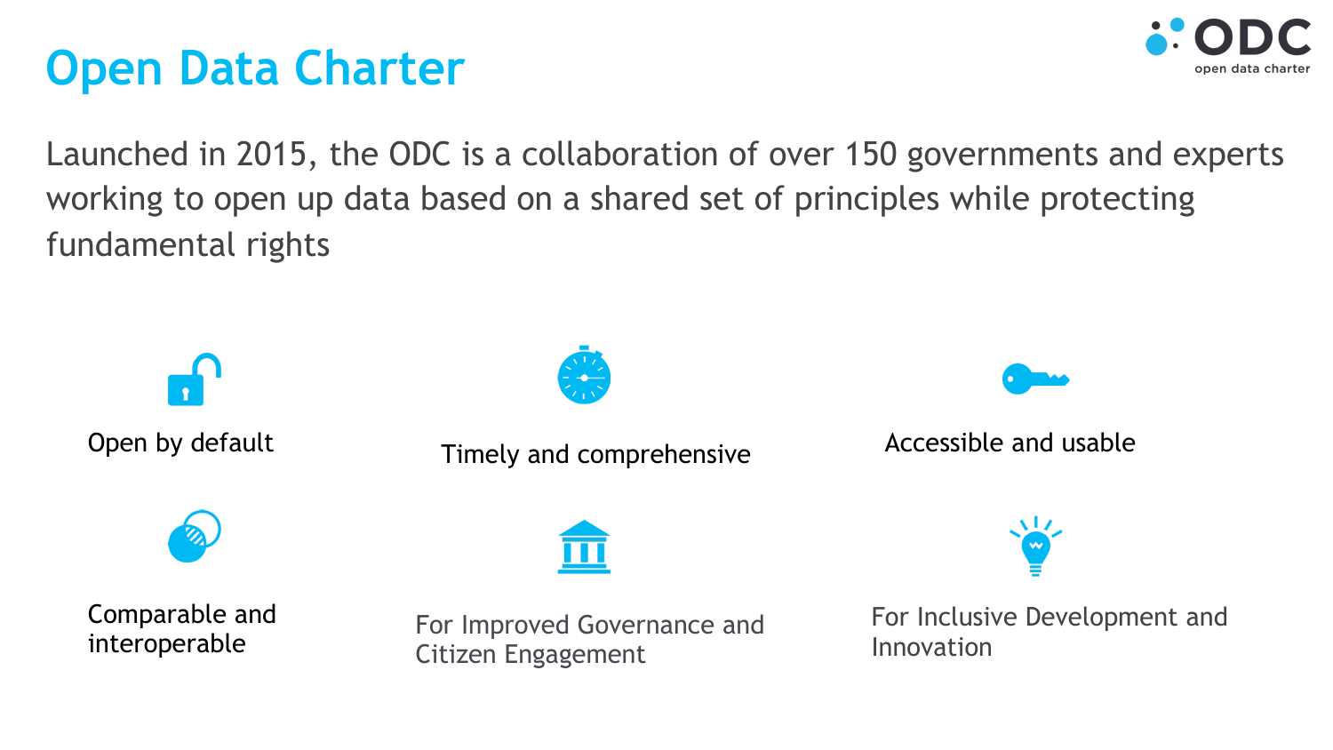# Open Data Charter

Launched in 2015, the ODC is a collaboration of over 150 governments and experts working to open up data based on a shared set of principles while protecting fundamental rights

- Open by default
- Timely and comprehensive
- Accessible and usable
- Comparable and interoperable
- For Improved Governance and Citizen Engagement
- For Inclusive Development and Innovation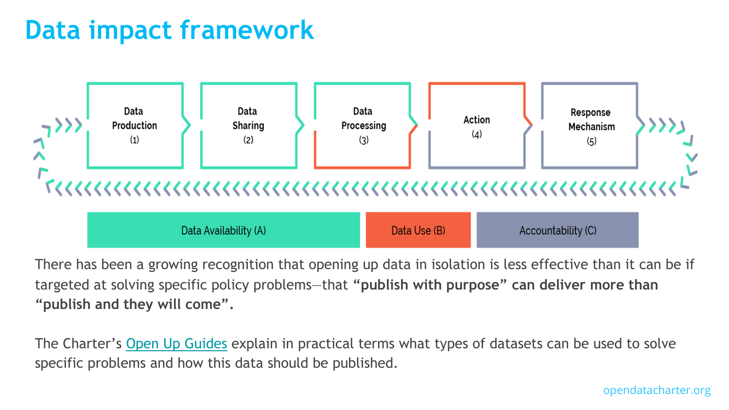# Data impact framework

Data Production (1)

Data Sharing (2)

Data Processing (3)

Action (4)

Response Mechanism (5)

Data Availability (A)

Data Use (B)

Accountability (C)

There has been a growing recognition that opening up data in isolation is less effective than it can be if targeted at solving specific policy problems—that **"publish with purpose" can deliver more than "publish and they will come".**

The Charter's Open Up Guides explain in practical terms what types of datasets can be used to solve specific problems and how this data should be published.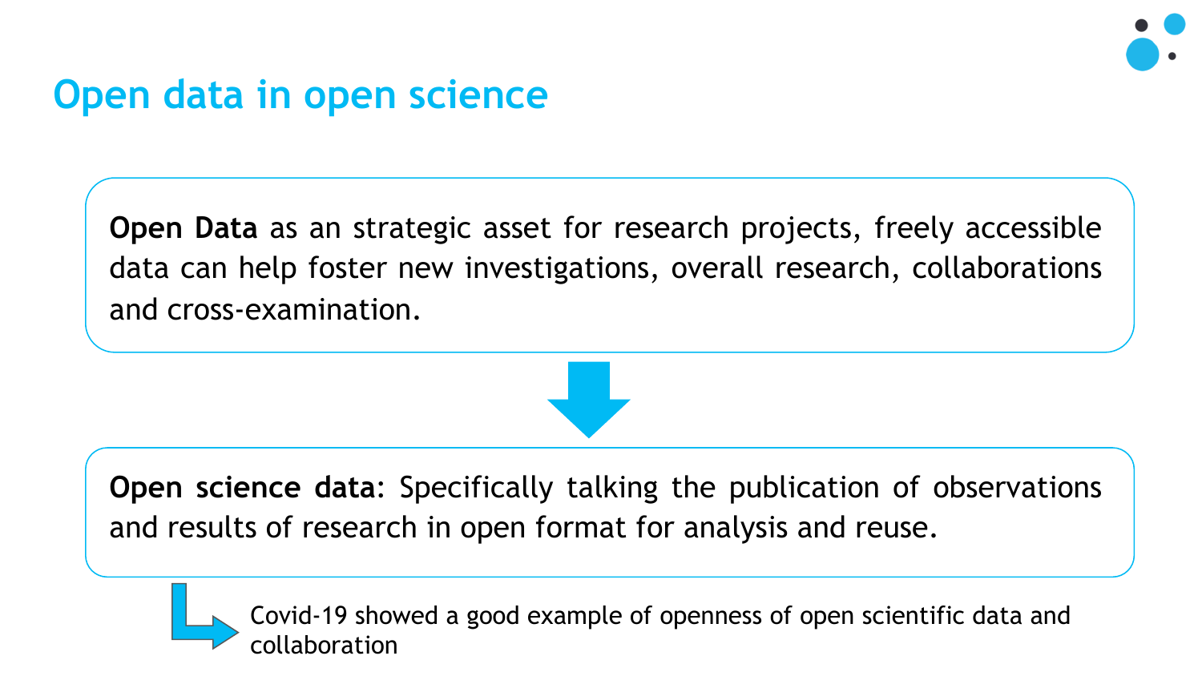# Open data in open science

**Open Data** as an strategic asset for research projects, freely accessible data can help foster new investigations, overall research, collaborations and cross-examination.

**Open science data**: Specifically talking the publication of observations and results of research in open format for analysis and reuse.

Covid-19 showed a good example of openness of open scientific data and collaboration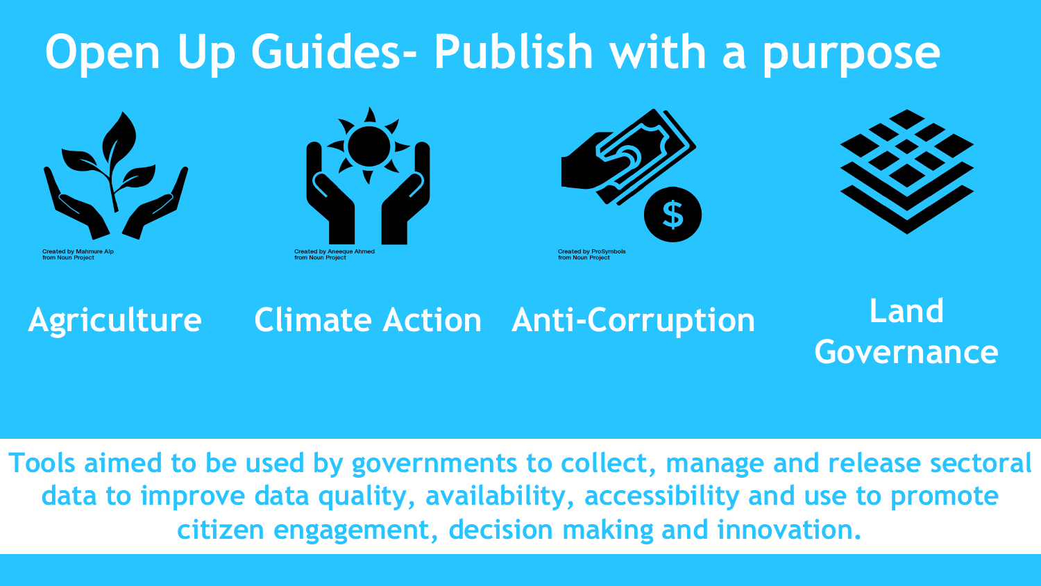# Open Up Guides- Publish with a purpose

Created by Mahmure Alp from Noun Project

Created by Aneeque Ahmed from Noun Project

Created by ProSymbols from Noun Project

- Agriculture
- Climate Action
- Anti-Corruption
- Land Governance

**Tools aimed to be used by governments to collect, manage and release sectoral data to improve data quality, availability, accessibility and use to promote citizen engagement, decision making and innovation.**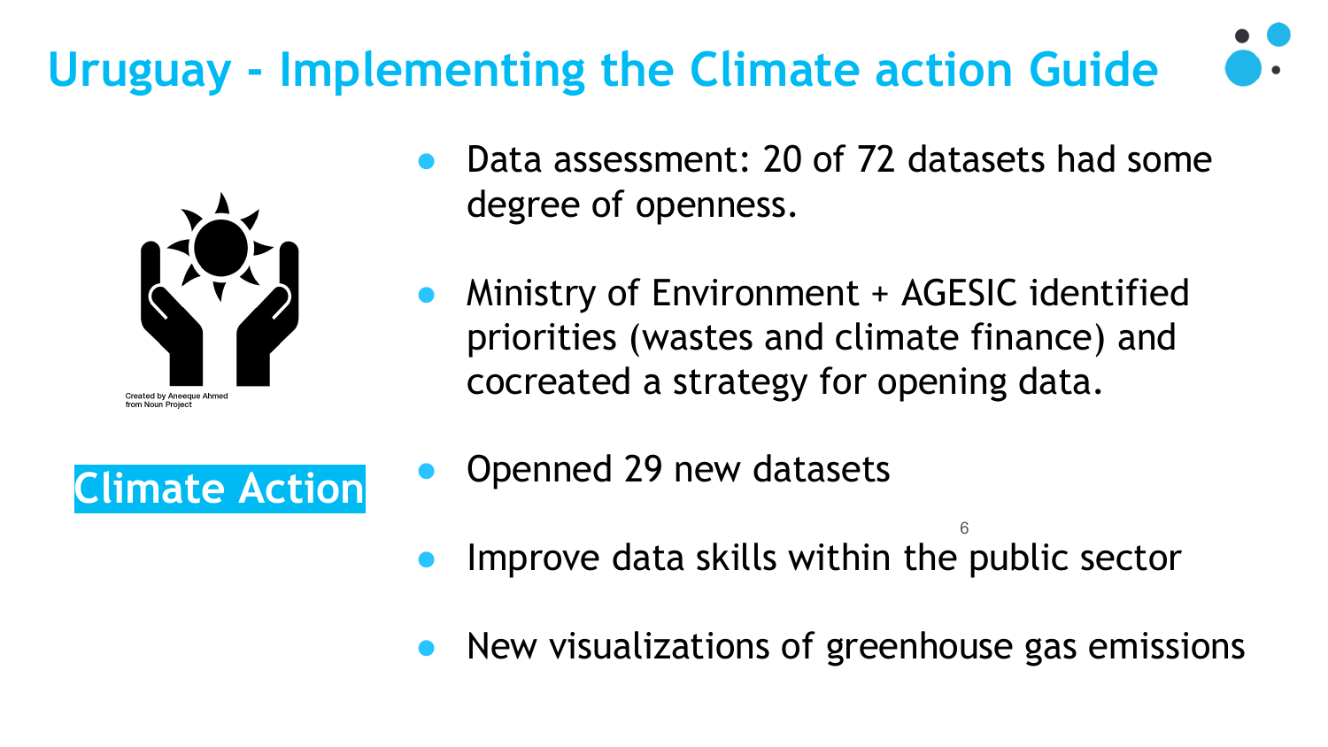# Uruguay - Implementing the Climate action Guide

Created by Aneeque Ahmed from Noun Project

Climate Action

- Data assessment: 20 of 72 datasets had some degree of openness.
- Ministry of Environment + AGESIC identified priorities (wastes and climate finance) and cocreated a strategy for opening data.
- Openned 29 new datasets
- Improve data skills within the public sector
- New visualizations of greenhouse gas emissions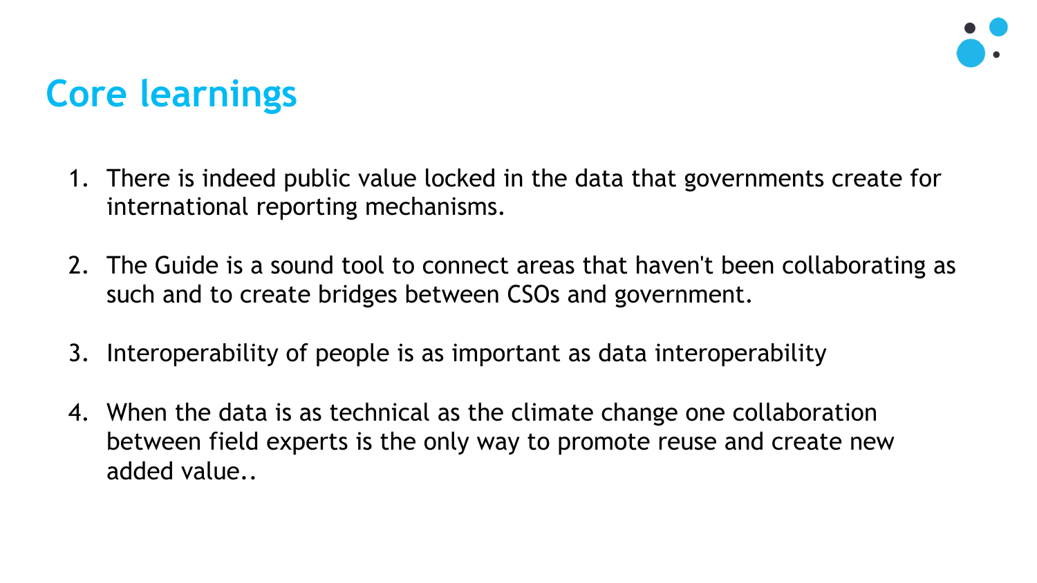# Core learnings

1. There is indeed public value locked in the data that governments create for international reporting mechanisms.

2. The Guide is a sound tool to connect areas that haven't been collaborating as such and to create bridges between CSOs and government.

3. Interoperability of people is as important as data interoperability

4. When the data is as technical as the climate change one collaboration between field experts is the only way to promote reuse and create new added value..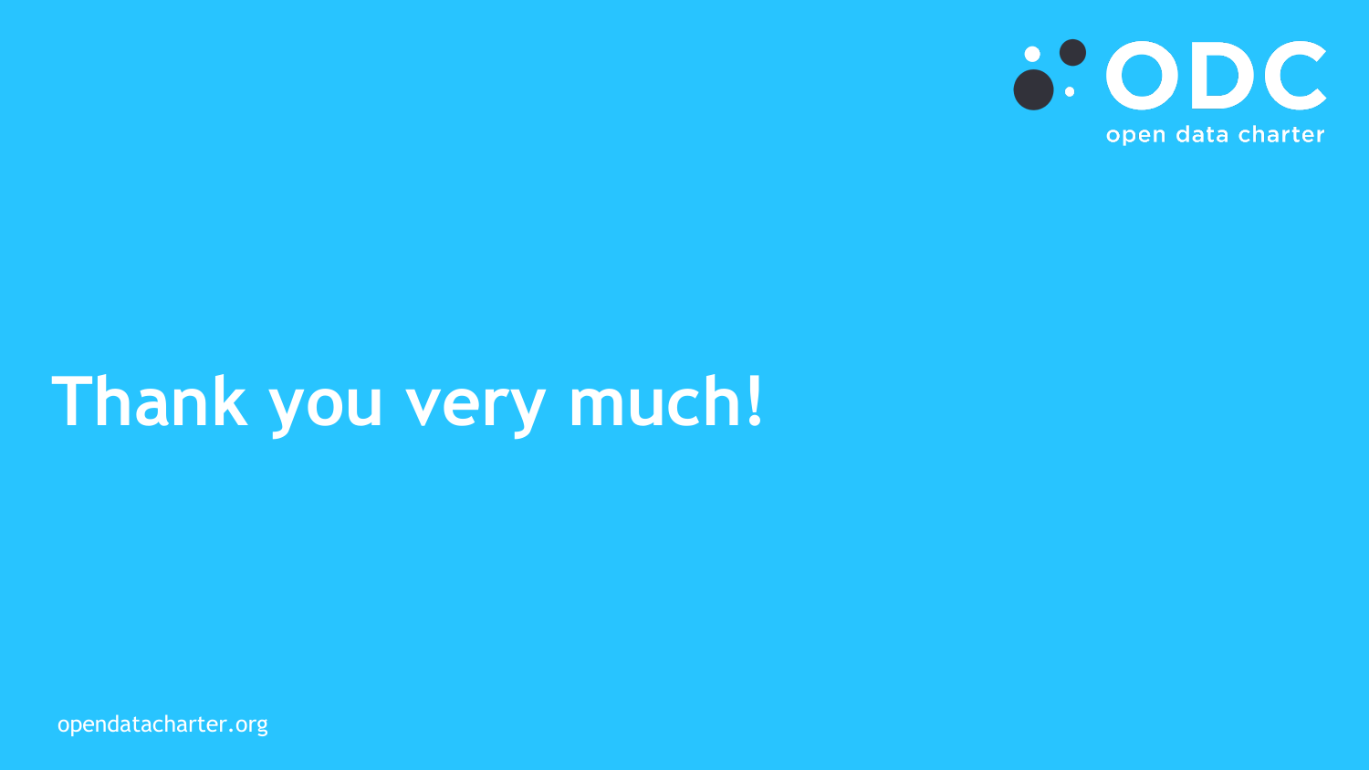ODC

open data charter

# Thank you very much!

opendatacharter.org